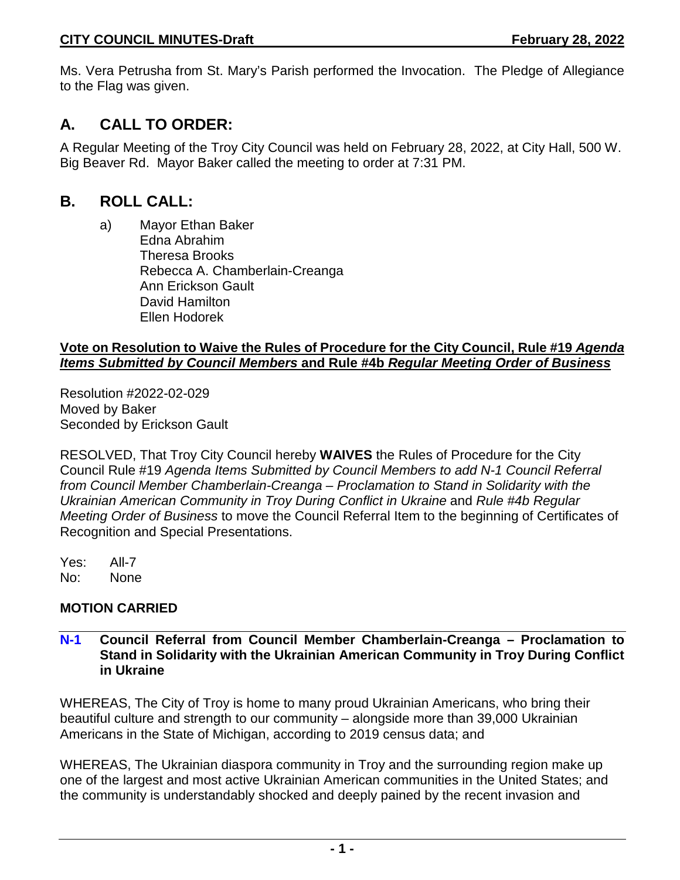Ms. Vera Petrusha from St. Mary's Parish performed the Invocation. The Pledge of Allegiance to the Flag was given.

## A. CALL TO ORDER:

A Regular Meeting of the Troy City Council was held on February 28, 2022, at City Hall, 500 W. Big Beaver Rd. Mayor Baker called the meeting to order at 7:31 PM.

## B. ROLL CALL:

a) Mayor Ethan Baker
Edna Abrahim
Theresa Brooks
Rebecca A. Chamberlain-Creanga
Ann Erickson Gault
David Hamilton
Ellen Hodorek

**Vote on Resolution to Waive the Rules of Procedure for the City Council, Rule #19 *Agenda Items Submitted by Council Members* and Rule #4b *Regular Meeting Order of Business***

Resolution #2022-02-029
Moved by Baker
Seconded by Erickson Gault

RESOLVED, That Troy City Council hereby **WAIVES** the Rules of Procedure for the City Council Rule #19 *Agenda Items Submitted by Council Members to add N-1 Council Referral from Council Member Chamberlain-Creanga – Proclamation to Stand in Solidarity with the Ukrainian American Community in Troy During Conflict in Ukraine* and *Rule #4b Regular Meeting Order of Business* to move the Council Referral Item to the beginning of Certificates of Recognition and Special Presentations.

Yes: All-7
No: None

**MOTION CARRIED**

**N-1 Council Referral from Council Member Chamberlain-Creanga – Proclamation to Stand in Solidarity with the Ukrainian American Community in Troy During Conflict in Ukraine**

WHEREAS, The City of Troy is home to many proud Ukrainian Americans, who bring their beautiful culture and strength to our community – alongside more than 39,000 Ukrainian Americans in the State of Michigan, according to 2019 census data; and

WHEREAS, The Ukrainian diaspora community in Troy and the surrounding region make up one of the largest and most active Ukrainian American communities in the United States; and the community is understandably shocked and deeply pained by the recent invasion and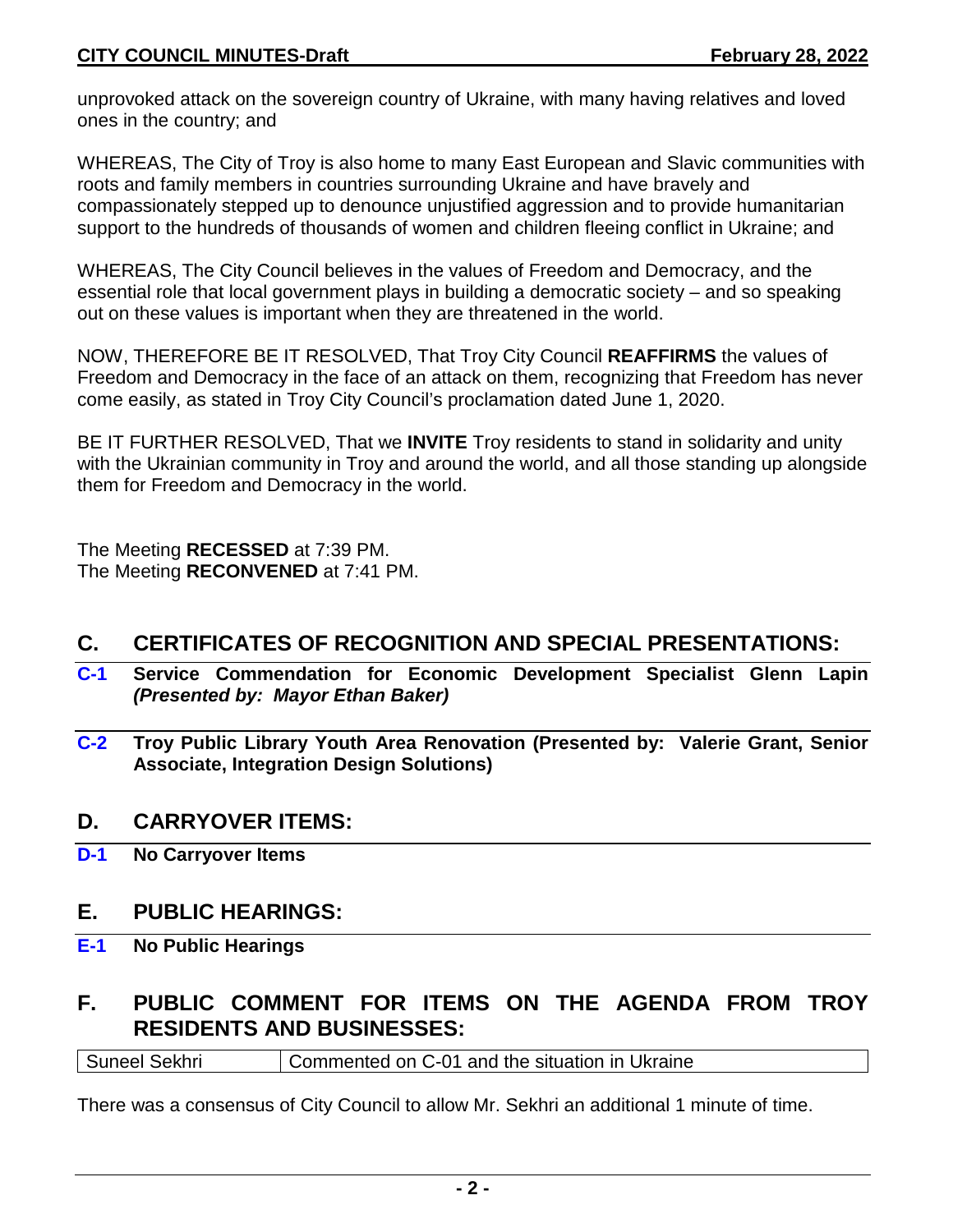unprovoked attack on the sovereign country of Ukraine, with many having relatives and loved ones in the country; and

WHEREAS, The City of Troy is also home to many East European and Slavic communities with roots and family members in countries surrounding Ukraine and have bravely and compassionately stepped up to denounce unjustified aggression and to provide humanitarian support to the hundreds of thousands of women and children fleeing conflict in Ukraine; and

WHEREAS, The City Council believes in the values of Freedom and Democracy, and the essential role that local government plays in building a democratic society – and so speaking out on these values is important when they are threatened in the world.

NOW, THEREFORE BE IT RESOLVED, That Troy City Council **REAFFIRMS** the values of Freedom and Democracy in the face of an attack on them, recognizing that Freedom has never come easily, as stated in Troy City Council's proclamation dated June 1, 2020.

BE IT FURTHER RESOLVED, That we **INVITE** Troy residents to stand in solidarity and unity with the Ukrainian community in Troy and around the world, and all those standing up alongside them for Freedom and Democracy in the world.

The Meeting **RECESSED** at 7:39 PM.
The Meeting **RECONVENED** at 7:41 PM.

## C. CERTIFICATES OF RECOGNITION AND SPECIAL PRESENTATIONS:

**C-1 Service Commendation for Economic Development Specialist Glenn Lapin** ***(Presented by: Mayor Ethan Baker)***

**C-2 Troy Public Library Youth Area Renovation (Presented by: Valerie Grant, Senior Associate, Integration Design Solutions)**

## D. CARRYOVER ITEMS:

**D-1 No Carryover Items**

## E. PUBLIC HEARINGS:

**E-1 No Public Hearings**

## F. PUBLIC COMMENT FOR ITEMS ON THE AGENDA FROM TROY RESIDENTS AND BUSINESSES:

| Suneel Sekhri | Commented on C-01 and the situation in Ukraine |
|---|---|

There was a consensus of City Council to allow Mr. Sekhri an additional 1 minute of time.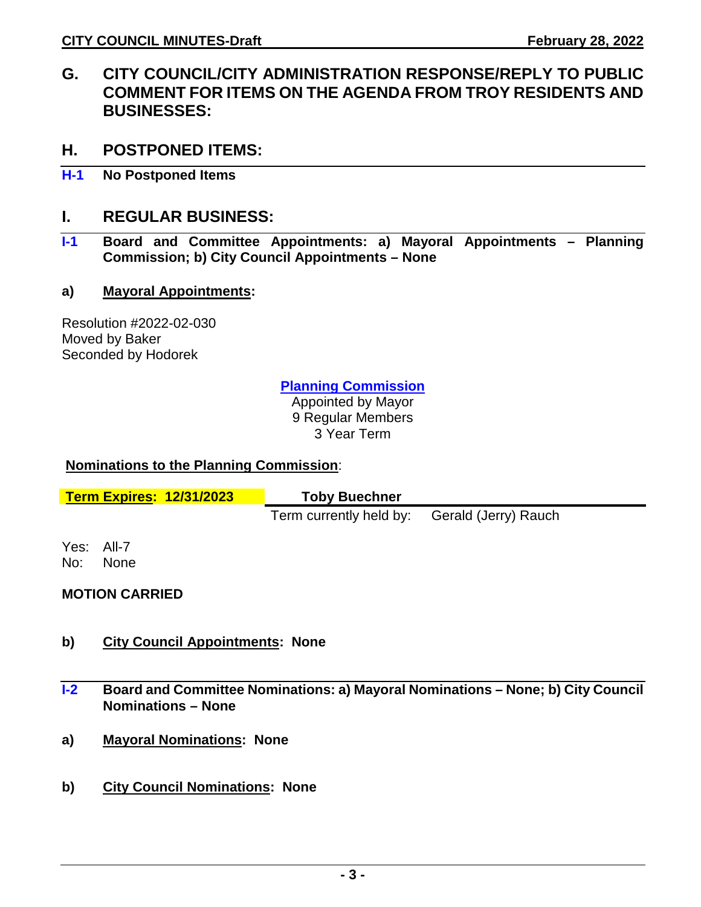## G. CITY COUNCIL/CITY ADMINISTRATION RESPONSE/REPLY TO PUBLIC COMMENT FOR ITEMS ON THE AGENDA FROM TROY RESIDENTS AND BUSINESSES:

## H. POSTPONED ITEMS:

**H-1 No Postponed Items**

## I. REGULAR BUSINESS:

**I-1 Board and Committee Appointments: a) Mayoral Appointments – Planning Commission; b) City Council Appointments – None**

**a) Mayoral Appointments:**

Resolution #2022-02-030
Moved by Baker
Seconded by Hodorek

**Planning Commission**
Appointed by Mayor
9 Regular Members
3 Year Term

**Nominations to the Planning Commission:**

| **Term Expires: 12/31/2023** | **Toby Buechner** |
|---|---|
| | Term currently held by: Gerald (Jerry) Rauch |

Yes: All-7
No: None

**MOTION CARRIED**

**b) City Council Appointments: None**

**I-2 Board and Committee Nominations: a) Mayoral Nominations – None; b) City Council Nominations – None**

**a) Mayoral Nominations: None**

**b) City Council Nominations: None**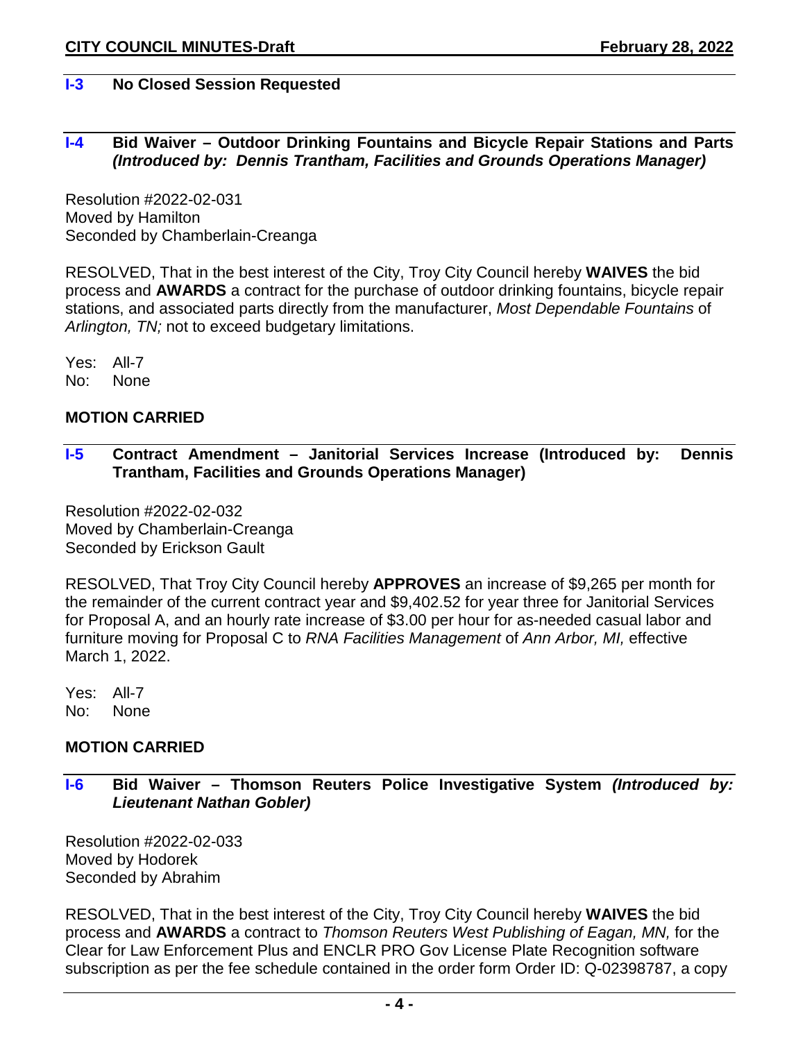### I-3 No Closed Session Requested

### I-4 Bid Waiver – Outdoor Drinking Fountains and Bicycle Repair Stations and Parts *(Introduced by: Dennis Trantham, Facilities and Grounds Operations Manager)*

Resolution #2022-02-031
Moved by Hamilton
Seconded by Chamberlain-Creanga

RESOLVED, That in the best interest of the City, Troy City Council hereby **WAIVES** the bid process and **AWARDS** a contract for the purchase of outdoor drinking fountains, bicycle repair stations, and associated parts directly from the manufacturer, *Most Dependable Fountains* of *Arlington, TN;* not to exceed budgetary limitations.

Yes: All-7
No: None

**MOTION CARRIED**

### I-5 Contract Amendment – Janitorial Services Increase (Introduced by: Dennis Trantham, Facilities and Grounds Operations Manager)

Resolution #2022-02-032
Moved by Chamberlain-Creanga
Seconded by Erickson Gault

RESOLVED, That Troy City Council hereby **APPROVES** an increase of $9,265 per month for the remainder of the current contract year and $9,402.52 for year three for Janitorial Services for Proposal A, and an hourly rate increase of $3.00 per hour for as-needed casual labor and furniture moving for Proposal C to *RNA Facilities Management* of *Ann Arbor, MI,* effective March 1, 2022.

Yes: All-7
No: None

**MOTION CARRIED**

### I-6 Bid Waiver – Thomson Reuters Police Investigative System *(Introduced by: Lieutenant Nathan Gobler)*

Resolution #2022-02-033
Moved by Hodorek
Seconded by Abrahim

RESOLVED, That in the best interest of the City, Troy City Council hereby **WAIVES** the bid process and **AWARDS** a contract to *Thomson Reuters West Publishing of Eagan, MN,* for the Clear for Law Enforcement Plus and ENCLR PRO Gov License Plate Recognition software subscription as per the fee schedule contained in the order form Order ID: Q-02398787, a copy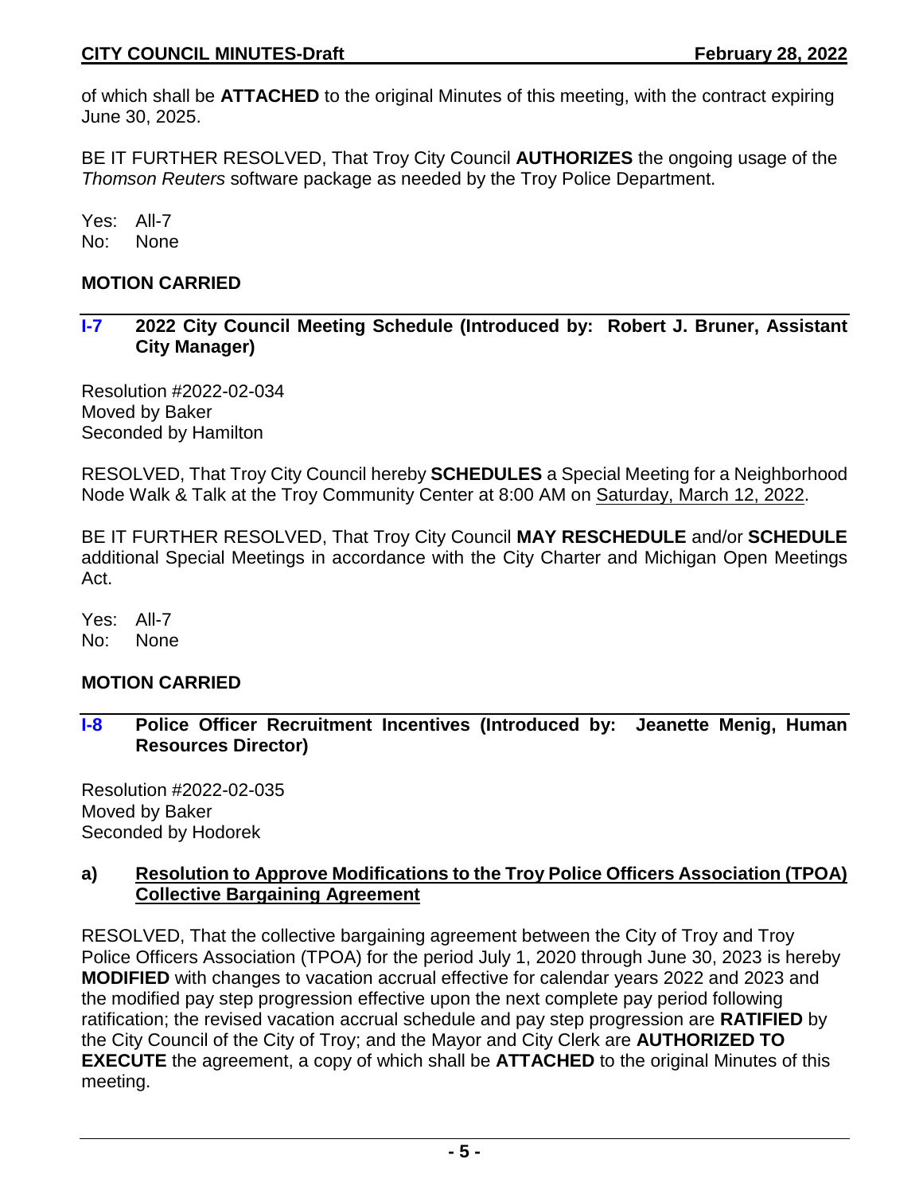of which shall be **ATTACHED** to the original Minutes of this meeting, with the contract expiring June 30, 2025.

BE IT FURTHER RESOLVED, That Troy City Council **AUTHORIZES** the ongoing usage of the *Thomson Reuters* software package as needed by the Troy Police Department.

Yes: All-7
No: None

**MOTION CARRIED**

### I-7 2022 City Council Meeting Schedule (Introduced by: Robert J. Bruner, Assistant City Manager)

Resolution #2022-02-034
Moved by Baker
Seconded by Hamilton

RESOLVED, That Troy City Council hereby **SCHEDULES** a Special Meeting for a Neighborhood Node Walk & Talk at the Troy Community Center at 8:00 AM on Saturday, March 12, 2022.

BE IT FURTHER RESOLVED, That Troy City Council **MAY RESCHEDULE** and/or **SCHEDULE** additional Special Meetings in accordance with the City Charter and Michigan Open Meetings Act.

Yes: All-7
No: None

**MOTION CARRIED**

### I-8 Police Officer Recruitment Incentives (Introduced by: Jeanette Menig, Human Resources Director)

Resolution #2022-02-035
Moved by Baker
Seconded by Hodorek

**a) Resolution to Approve Modifications to the Troy Police Officers Association (TPOA) Collective Bargaining Agreement**

RESOLVED, That the collective bargaining agreement between the City of Troy and Troy Police Officers Association (TPOA) for the period July 1, 2020 through June 30, 2023 is hereby **MODIFIED** with changes to vacation accrual effective for calendar years 2022 and 2023 and the modified pay step progression effective upon the next complete pay period following ratification; the revised vacation accrual schedule and pay step progression are **RATIFIED** by the City Council of the City of Troy; and the Mayor and City Clerk are **AUTHORIZED TO EXECUTE** the agreement, a copy of which shall be **ATTACHED** to the original Minutes of this meeting.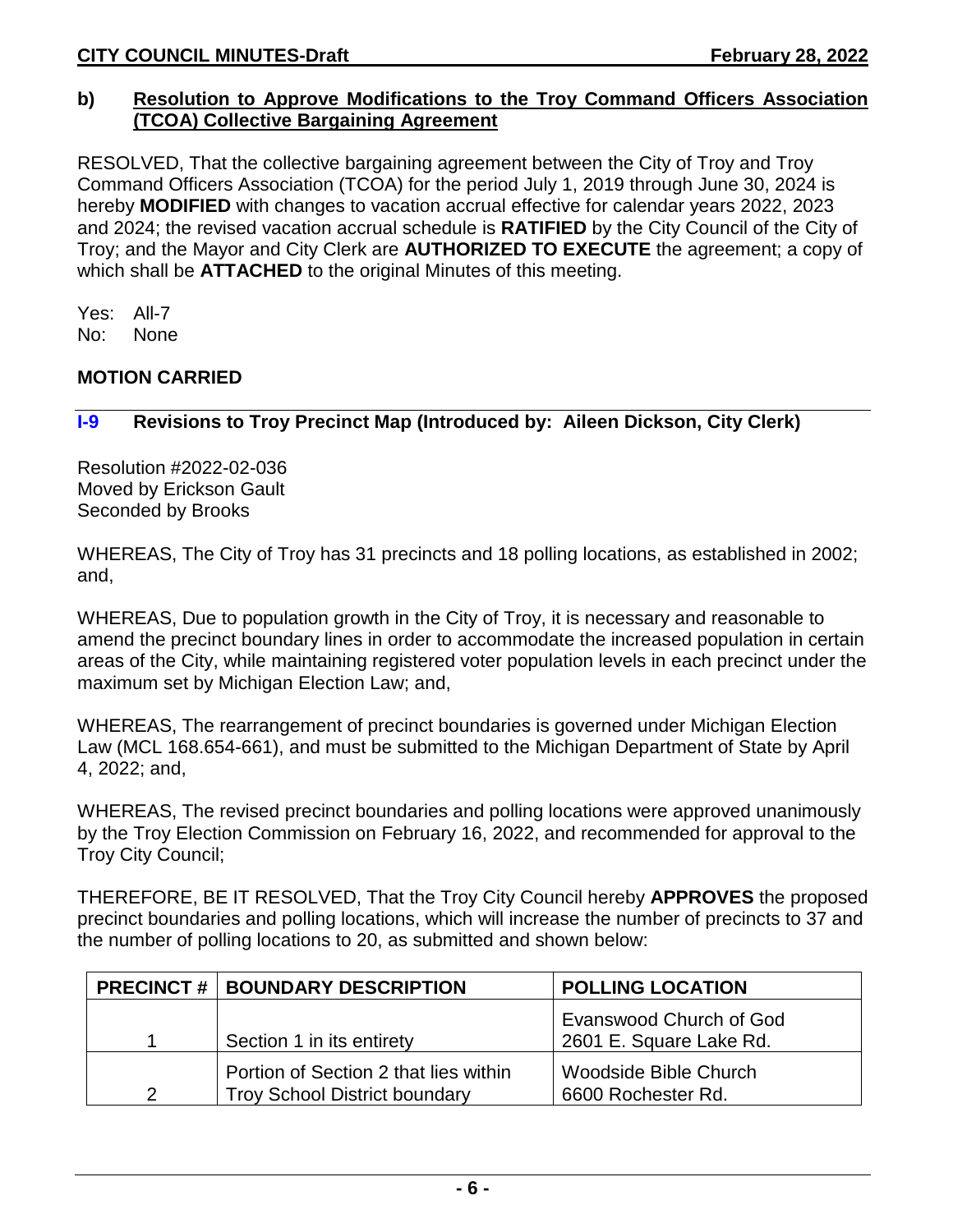**b) Resolution to Approve Modifications to the Troy Command Officers Association (TCOA) Collective Bargaining Agreement**

RESOLVED, That the collective bargaining agreement between the City of Troy and Troy Command Officers Association (TCOA) for the period July 1, 2019 through June 30, 2024 is hereby **MODIFIED** with changes to vacation accrual effective for calendar years 2022, 2023 and 2024; the revised vacation accrual schedule is **RATIFIED** by the City Council of the City of Troy; and the Mayor and City Clerk are **AUTHORIZED TO EXECUTE** the agreement; a copy of which shall be **ATTACHED** to the original Minutes of this meeting.

Yes: All-7
No: None

**MOTION CARRIED**

## I-9 Revisions to Troy Precinct Map (Introduced by: Aileen Dickson, City Clerk)

Resolution #2022-02-036
Moved by Erickson Gault
Seconded by Brooks

WHEREAS, The City of Troy has 31 precincts and 18 polling locations, as established in 2002; and,

WHEREAS, Due to population growth in the City of Troy, it is necessary and reasonable to amend the precinct boundary lines in order to accommodate the increased population in certain areas of the City, while maintaining registered voter population levels in each precinct under the maximum set by Michigan Election Law; and,

WHEREAS, The rearrangement of precinct boundaries is governed under Michigan Election Law (MCL 168.654-661), and must be submitted to the Michigan Department of State by April 4, 2022; and,

WHEREAS, The revised precinct boundaries and polling locations were approved unanimously by the Troy Election Commission on February 16, 2022, and recommended for approval to the Troy City Council;

THEREFORE, BE IT RESOLVED, That the Troy City Council hereby **APPROVES** the proposed precinct boundaries and polling locations, which will increase the number of precincts to 37 and the number of polling locations to 20, as submitted and shown below:

| PRECINCT # | BOUNDARY DESCRIPTION | POLLING LOCATION |
|---|---|---|
| 1 | Section 1 in its entirety | Evanswood Church of God<br>2601 E. Square Lake Rd. |
| 2 | Portion of Section 2 that lies within Troy School District boundary | Woodside Bible Church<br>6600 Rochester Rd. |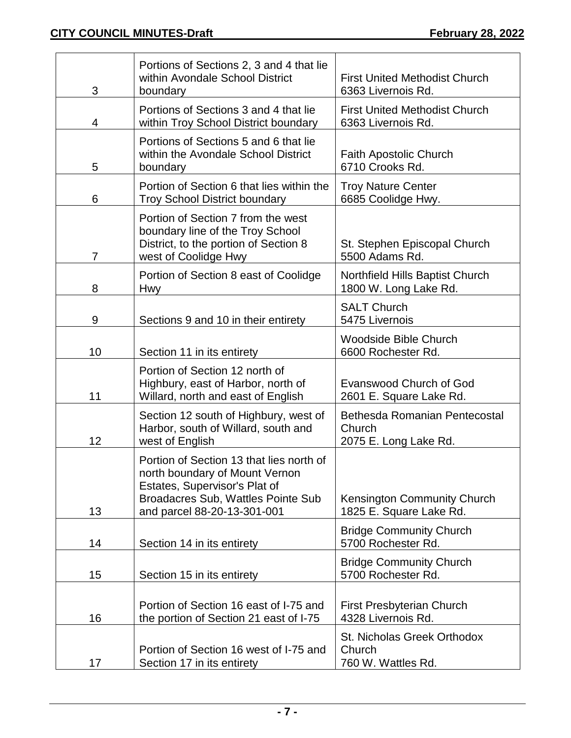| | | |
|---|---|---|
| 3 | Portions of Sections 2, 3 and 4 that lie within Avondale School District boundary | First United Methodist Church<br>6363 Livernois Rd. |
| 4 | Portions of Sections 3 and 4 that lie within Troy School District boundary | First United Methodist Church<br>6363 Livernois Rd. |
| 5 | Portions of Sections 5 and 6 that lie within the Avondale School District boundary | Faith Apostolic Church<br>6710 Crooks Rd. |
| 6 | Portion of Section 6 that lies within the Troy School District boundary | Troy Nature Center<br>6685 Coolidge Hwy. |
| 7 | Portion of Section 7 from the west boundary line of the Troy School District, to the portion of Section 8 west of Coolidge Hwy | St. Stephen Episcopal Church<br>5500 Adams Rd. |
| 8 | Portion of Section 8 east of Coolidge Hwy | Northfield Hills Baptist Church<br>1800 W. Long Lake Rd. |
| 9 | Sections 9 and 10 in their entirety | SALT Church<br>5475 Livernois |
| 10 | Section 11 in its entirety | Woodside Bible Church<br>6600 Rochester Rd. |
| 11 | Portion of Section 12 north of Highbury, east of Harbor, north of Willard, north and east of English | Evanswood Church of God<br>2601 E. Square Lake Rd. |
| 12 | Section 12 south of Highbury, west of Harbor, south of Willard, south and west of English | Bethesda Romanian Pentecostal Church<br>2075 E. Long Lake Rd. |
| 13 | Portion of Section 13 that lies north of north boundary of Mount Vernon Estates, Supervisor's Plat of Broadacres Sub, Wattles Pointe Sub and parcel 88-20-13-301-001 | Kensington Community Church<br>1825 E. Square Lake Rd. |
| 14 | Section 14 in its entirety | Bridge Community Church<br>5700 Rochester Rd. |
| 15 | Section 15 in its entirety | Bridge Community Church<br>5700 Rochester Rd. |
| 16 | Portion of Section 16 east of I-75 and the portion of Section 21 east of I-75 | First Presbyterian Church<br>4328 Livernois Rd. |
| 17 | Portion of Section 16 west of I-75 and Section 17 in its entirety | St. Nicholas Greek Orthodox Church<br>760 W. Wattles Rd. |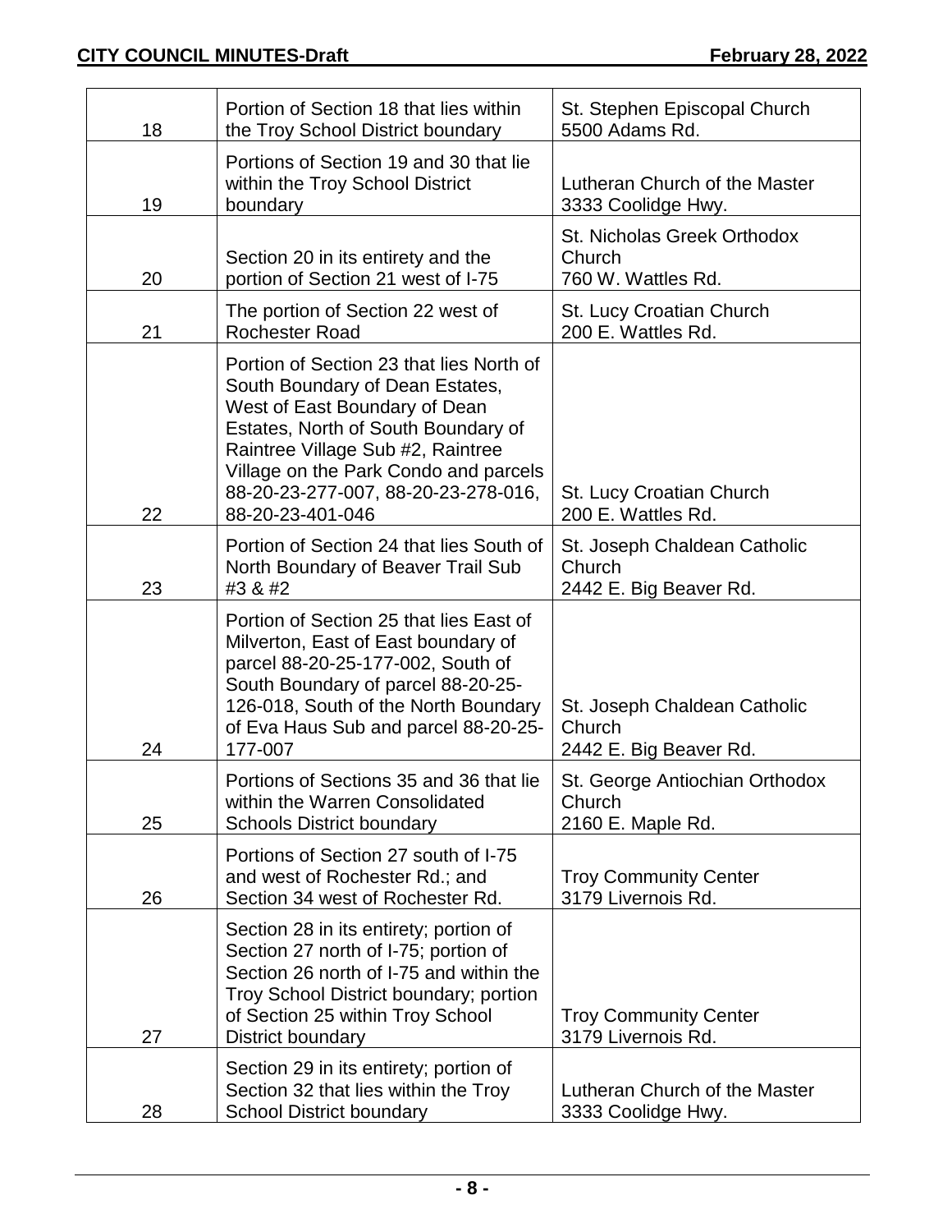| 18 | Portion of Section 18 that lies within the Troy School District boundary | St. Stephen Episcopal Church 5500 Adams Rd. |
|---|---|---|
| 19 | Portions of Section 19 and 30 that lie within the Troy School District boundary | Lutheran Church of the Master 3333 Coolidge Hwy. |
| 20 | Section 20 in its entirety and the portion of Section 21 west of I-75 | St. Nicholas Greek Orthodox Church 760 W. Wattles Rd. |
| 21 | The portion of Section 22 west of Rochester Road | St. Lucy Croatian Church 200 E. Wattles Rd. |
| 22 | Portion of Section 23 that lies North of South Boundary of Dean Estates, West of East Boundary of Dean Estates, North of South Boundary of Raintree Village Sub #2, Raintree Village on the Park Condo and parcels 88-20-23-277-007, 88-20-23-278-016, 88-20-23-401-046 | St. Lucy Croatian Church 200 E. Wattles Rd. |
| 23 | Portion of Section 24 that lies South of North Boundary of Beaver Trail Sub #3 & #2 | St. Joseph Chaldean Catholic Church 2442 E. Big Beaver Rd. |
| 24 | Portion of Section 25 that lies East of Milverton, East of East boundary of parcel 88-20-25-177-002, South of South Boundary of parcel 88-20-25-126-018, South of the North Boundary of Eva Haus Sub and parcel 88-20-25-177-007 | St. Joseph Chaldean Catholic Church 2442 E. Big Beaver Rd. |
| 25 | Portions of Sections 35 and 36 that lie within the Warren Consolidated Schools District boundary | St. George Antiochian Orthodox Church 2160 E. Maple Rd. |
| 26 | Portions of Section 27 south of I-75 and west of Rochester Rd.; and Section 34 west of Rochester Rd. | Troy Community Center 3179 Livernois Rd. |
| 27 | Section 28 in its entirety; portion of Section 27 north of I-75; portion of Section 26 north of I-75 and within the Troy School District boundary; portion of Section 25 within Troy School District boundary | Troy Community Center 3179 Livernois Rd. |
| 28 | Section 29 in its entirety; portion of Section 32 that lies within the Troy School District boundary | Lutheran Church of the Master 3333 Coolidge Hwy. |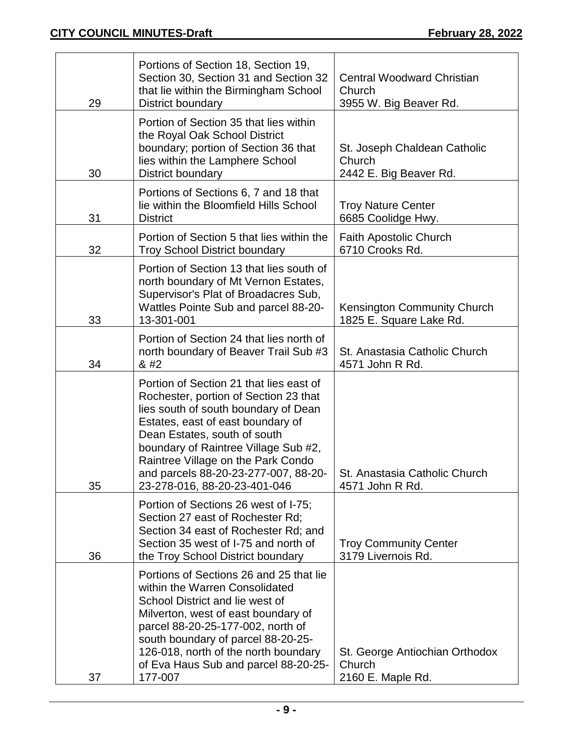| | | |
|---|---|---|
| 29 | Portions of Section 18, Section 19, Section 30, Section 31 and Section 32 that lie within the Birmingham School District boundary | Central Woodward Christian Church<br>3955 W. Big Beaver Rd. |
| 30 | Portion of Section 35 that lies within the Royal Oak School District boundary; portion of Section 36 that lies within the Lamphere School District boundary | St. Joseph Chaldean Catholic Church<br>2442 E. Big Beaver Rd. |
| 31 | Portions of Sections 6, 7 and 18 that lie within the Bloomfield Hills School District | Troy Nature Center<br>6685 Coolidge Hwy. |
| 32 | Portion of Section 5 that lies within the Troy School District boundary | Faith Apostolic Church<br>6710 Crooks Rd. |
| 33 | Portion of Section 13 that lies south of north boundary of Mt Vernon Estates, Supervisor's Plat of Broadacres Sub, Wattles Pointe Sub and parcel 88-20-13-301-001 | Kensington Community Church<br>1825 E. Square Lake Rd. |
| 34 | Portion of Section 24 that lies north of north boundary of Beaver Trail Sub #3 & #2 | St. Anastasia Catholic Church<br>4571 John R Rd. |
| 35 | Portion of Section 21 that lies east of Rochester, portion of Section 23 that lies south of south boundary of Dean Estates, east of east boundary of Dean Estates, south of south boundary of Raintree Village Sub #2, Raintree Village on the Park Condo and parcels 88-20-23-277-007, 88-20-23-278-016, 88-20-23-401-046 | St. Anastasia Catholic Church<br>4571 John R Rd. |
| 36 | Portion of Sections 26 west of I-75; Section 27 east of Rochester Rd; Section 34 east of Rochester Rd; and Section 35 west of I-75 and north of the Troy School District boundary | Troy Community Center<br>3179 Livernois Rd. |
| 37 | Portions of Sections 26 and 25 that lie within the Warren Consolidated School District and lie west of Milverton, west of east boundary of parcel 88-20-25-177-002, north of south boundary of parcel 88-20-25-126-018, north of the north boundary of Eva Haus Sub and parcel 88-20-25-177-007 | St. George Antiochian Orthodox Church<br>2160 E. Maple Rd. |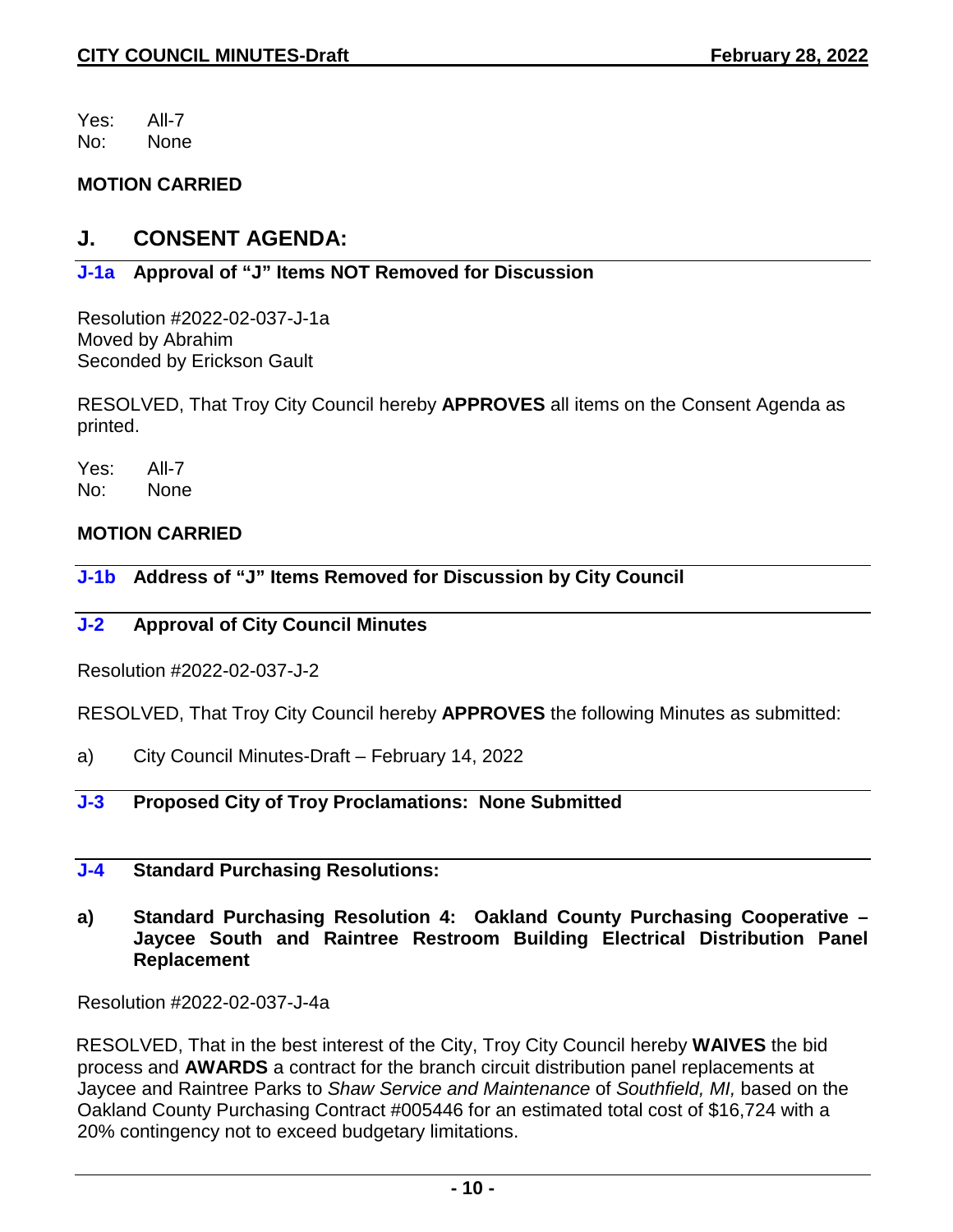Yes: All-7
No: None

**MOTION CARRIED**

## J. CONSENT AGENDA:

### J-1a Approval of "J" Items NOT Removed for Discussion

Resolution #2022-02-037-J-1a
Moved by Abrahim
Seconded by Erickson Gault

RESOLVED, That Troy City Council hereby **APPROVES** all items on the Consent Agenda as printed.

Yes: All-7
No: None

**MOTION CARRIED**

### J-1b Address of "J" Items Removed for Discussion by City Council

### J-2 Approval of City Council Minutes

Resolution #2022-02-037-J-2

RESOLVED, That Troy City Council hereby **APPROVES** the following Minutes as submitted:

a) City Council Minutes-Draft – February 14, 2022

### J-3 Proposed City of Troy Proclamations: None Submitted

### J-4 Standard Purchasing Resolutions:

**a) Standard Purchasing Resolution 4: Oakland County Purchasing Cooperative – Jaycee South and Raintree Restroom Building Electrical Distribution Panel Replacement**

Resolution #2022-02-037-J-4a

RESOLVED, That in the best interest of the City, Troy City Council hereby **WAIVES** the bid process and **AWARDS** a contract for the branch circuit distribution panel replacements at Jaycee and Raintree Parks to *Shaw Service and Maintenance* of *Southfield, MI,* based on the Oakland County Purchasing Contract #005446 for an estimated total cost of $16,724 with a 20% contingency not to exceed budgetary limitations.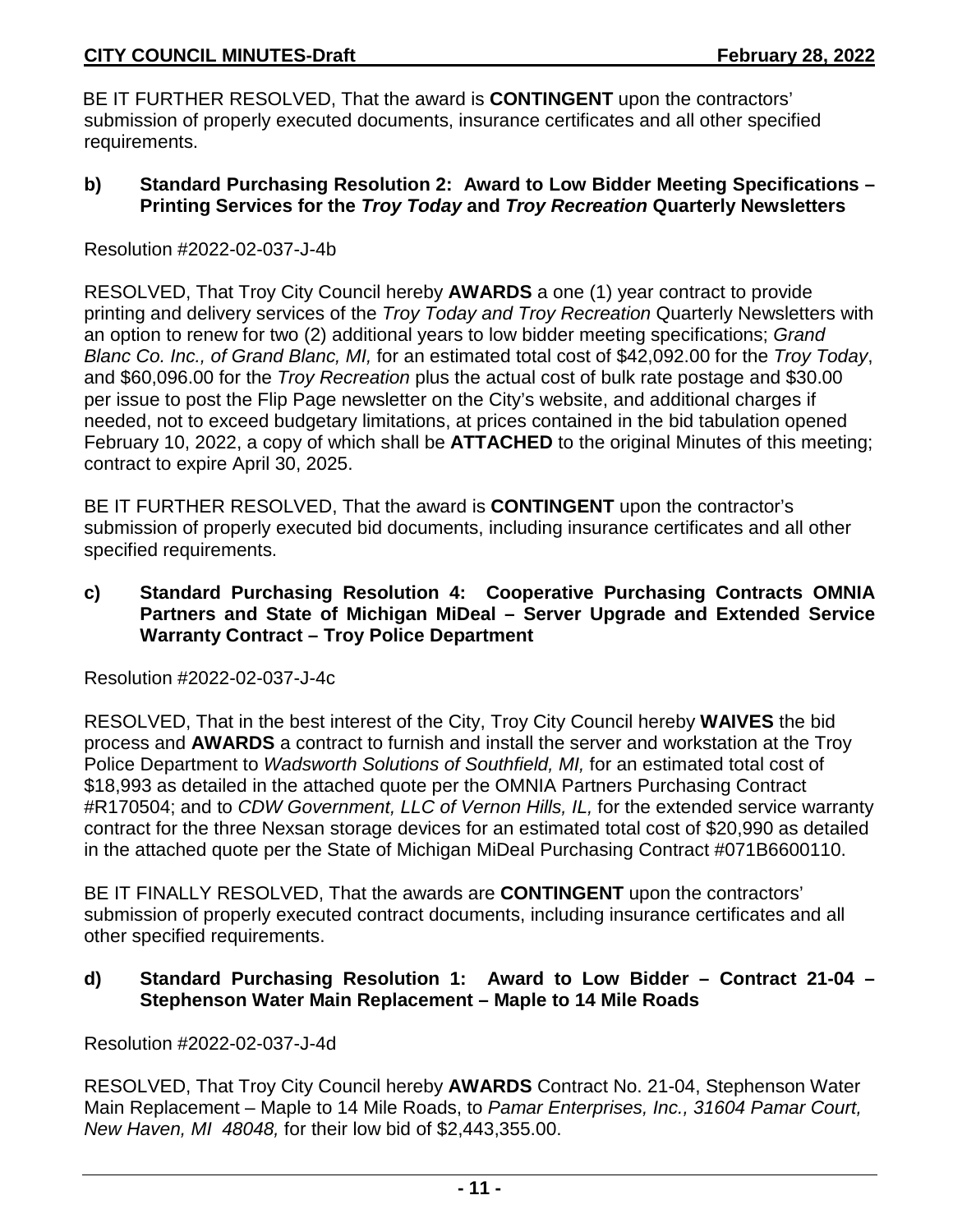BE IT FURTHER RESOLVED, That the award is **CONTINGENT** upon the contractors' submission of properly executed documents, insurance certificates and all other specified requirements.

**b) Standard Purchasing Resolution 2: Award to Low Bidder Meeting Specifications – Printing Services for the *Troy Today* and *Troy Recreation* Quarterly Newsletters**

Resolution #2022-02-037-J-4b

RESOLVED, That Troy City Council hereby **AWARDS** a one (1) year contract to provide printing and delivery services of the *Troy Today and Troy Recreation* Quarterly Newsletters with an option to renew for two (2) additional years to low bidder meeting specifications; *Grand Blanc Co. Inc., of Grand Blanc, MI,* for an estimated total cost of $42,092.00 for the *Troy Today*, and $60,096.00 for the *Troy Recreation* plus the actual cost of bulk rate postage and $30.00 per issue to post the Flip Page newsletter on the City's website, and additional charges if needed, not to exceed budgetary limitations, at prices contained in the bid tabulation opened February 10, 2022, a copy of which shall be **ATTACHED** to the original Minutes of this meeting; contract to expire April 30, 2025.

BE IT FURTHER RESOLVED, That the award is **CONTINGENT** upon the contractor's submission of properly executed bid documents, including insurance certificates and all other specified requirements.

**c) Standard Purchasing Resolution 4: Cooperative Purchasing Contracts OMNIA Partners and State of Michigan MiDeal – Server Upgrade and Extended Service Warranty Contract – Troy Police Department**

Resolution #2022-02-037-J-4c

RESOLVED, That in the best interest of the City, Troy City Council hereby **WAIVES** the bid process and **AWARDS** a contract to furnish and install the server and workstation at the Troy Police Department to *Wadsworth Solutions of Southfield, MI,* for an estimated total cost of $18,993 as detailed in the attached quote per the OMNIA Partners Purchasing Contract #R170504; and to *CDW Government, LLC of Vernon Hills, IL,* for the extended service warranty contract for the three Nexsan storage devices for an estimated total cost of $20,990 as detailed in the attached quote per the State of Michigan MiDeal Purchasing Contract #071B6600110.

BE IT FINALLY RESOLVED, That the awards are **CONTINGENT** upon the contractors' submission of properly executed contract documents, including insurance certificates and all other specified requirements.

**d) Standard Purchasing Resolution 1: Award to Low Bidder – Contract 21-04 – Stephenson Water Main Replacement – Maple to 14 Mile Roads**

Resolution #2022-02-037-J-4d

RESOLVED, That Troy City Council hereby **AWARDS** Contract No. 21-04, Stephenson Water Main Replacement – Maple to 14 Mile Roads, to *Pamar Enterprises, Inc., 31604 Pamar Court, New Haven, MI 48048,* for their low bid of $2,443,355.00.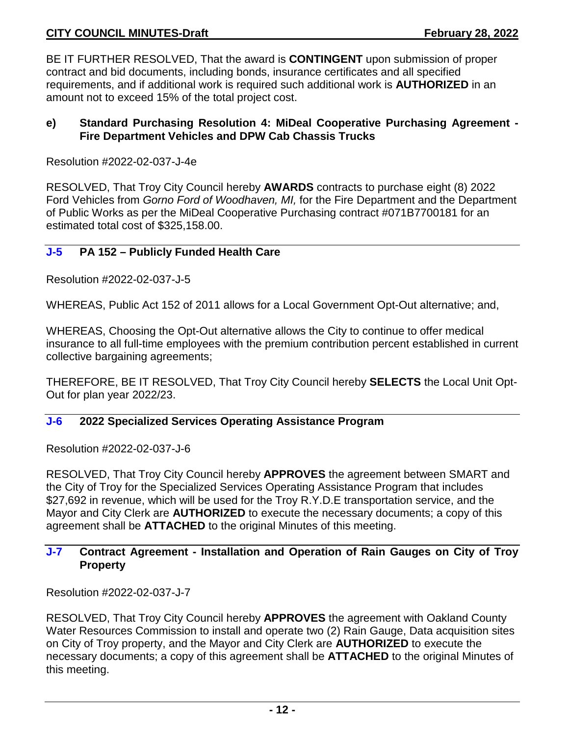BE IT FURTHER RESOLVED, That the award is **CONTINGENT** upon submission of proper contract and bid documents, including bonds, insurance certificates and all specified requirements, and if additional work is required such additional work is **AUTHORIZED** in an amount not to exceed 15% of the total project cost.

#### e) Standard Purchasing Resolution 4: MiDeal Cooperative Purchasing Agreement - Fire Department Vehicles and DPW Cab Chassis Trucks

Resolution #2022-02-037-J-4e

RESOLVED, That Troy City Council hereby **AWARDS** contracts to purchase eight (8) 2022 Ford Vehicles from *Gorno Ford of Woodhaven, MI,* for the Fire Department and the Department of Public Works as per the MiDeal Cooperative Purchasing contract #071B7700181 for an estimated total cost of $325,158.00.

### J-5 PA 152 – Publicly Funded Health Care

Resolution #2022-02-037-J-5

WHEREAS, Public Act 152 of 2011 allows for a Local Government Opt-Out alternative; and,

WHEREAS, Choosing the Opt-Out alternative allows the City to continue to offer medical insurance to all full-time employees with the premium contribution percent established in current collective bargaining agreements;

THEREFORE, BE IT RESOLVED, That Troy City Council hereby **SELECTS** the Local Unit Opt-Out for plan year 2022/23.

### J-6 2022 Specialized Services Operating Assistance Program

Resolution #2022-02-037-J-6

RESOLVED, That Troy City Council hereby **APPROVES** the agreement between SMART and the City of Troy for the Specialized Services Operating Assistance Program that includes $27,692 in revenue, which will be used for the Troy R.Y.D.E transportation service, and the Mayor and City Clerk are **AUTHORIZED** to execute the necessary documents; a copy of this agreement shall be **ATTACHED** to the original Minutes of this meeting.

### J-7 Contract Agreement - Installation and Operation of Rain Gauges on City of Troy Property

Resolution #2022-02-037-J-7

RESOLVED, That Troy City Council hereby **APPROVES** the agreement with Oakland County Water Resources Commission to install and operate two (2) Rain Gauge, Data acquisition sites on City of Troy property, and the Mayor and City Clerk are **AUTHORIZED** to execute the necessary documents; a copy of this agreement shall be **ATTACHED** to the original Minutes of this meeting.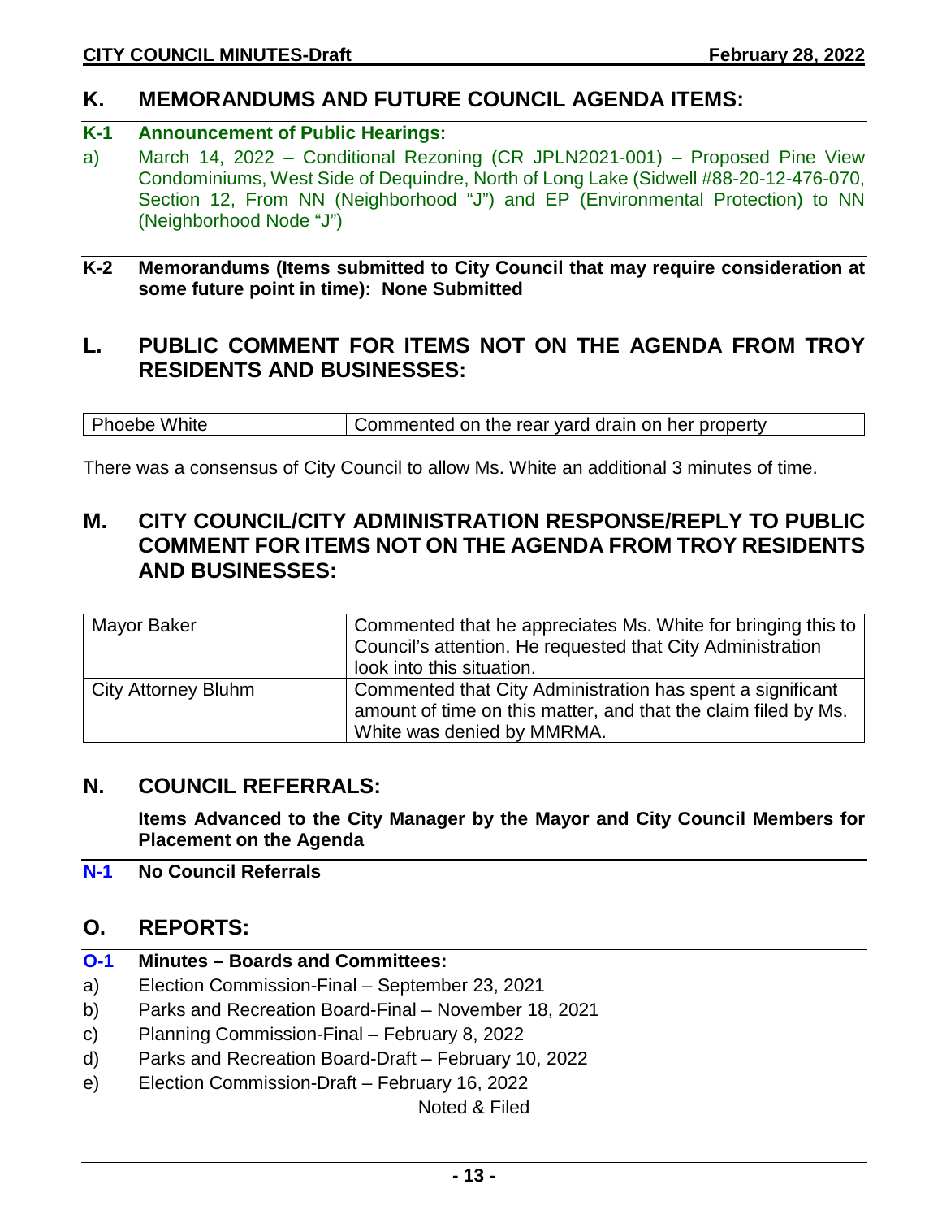## K. MEMORANDUMS AND FUTURE COUNCIL AGENDA ITEMS:

**K-1 Announcement of Public Hearings:**

a) March 14, 2022 – Conditional Rezoning (CR JPLN2021-001) – Proposed Pine View Condominiums, West Side of Dequindre, North of Long Lake (Sidwell #88-20-12-476-070, Section 12, From NN (Neighborhood "J") and EP (Environmental Protection) to NN (Neighborhood Node "J")

**K-2 Memorandums (Items submitted to City Council that may require consideration at some future point in time): None Submitted**

## L. PUBLIC COMMENT FOR ITEMS NOT ON THE AGENDA FROM TROY RESIDENTS AND BUSINESSES:

| Phoebe White | Commented on the rear yard drain on her property |
|---|---|

There was a consensus of City Council to allow Ms. White an additional 3 minutes of time.

## M. CITY COUNCIL/CITY ADMINISTRATION RESPONSE/REPLY TO PUBLIC COMMENT FOR ITEMS NOT ON THE AGENDA FROM TROY RESIDENTS AND BUSINESSES:

| Mayor Baker | Commented that he appreciates Ms. White for bringing this to Council's attention. He requested that City Administration look into this situation. |
|---|---|
| City Attorney Bluhm | Commented that City Administration has spent a significant amount of time on this matter, and that the claim filed by Ms. White was denied by MMRMA. |

## N. COUNCIL REFERRALS:

**Items Advanced to the City Manager by the Mayor and City Council Members for Placement on the Agenda**

**N-1 No Council Referrals**

## O. REPORTS:

**O-1 Minutes – Boards and Committees:**

a) Election Commission-Final – September 23, 2021
b) Parks and Recreation Board-Final – November 18, 2021
c) Planning Commission-Final – February 8, 2022
d) Parks and Recreation Board-Draft – February 10, 2022
e) Election Commission-Draft – February 16, 2022

Noted & Filed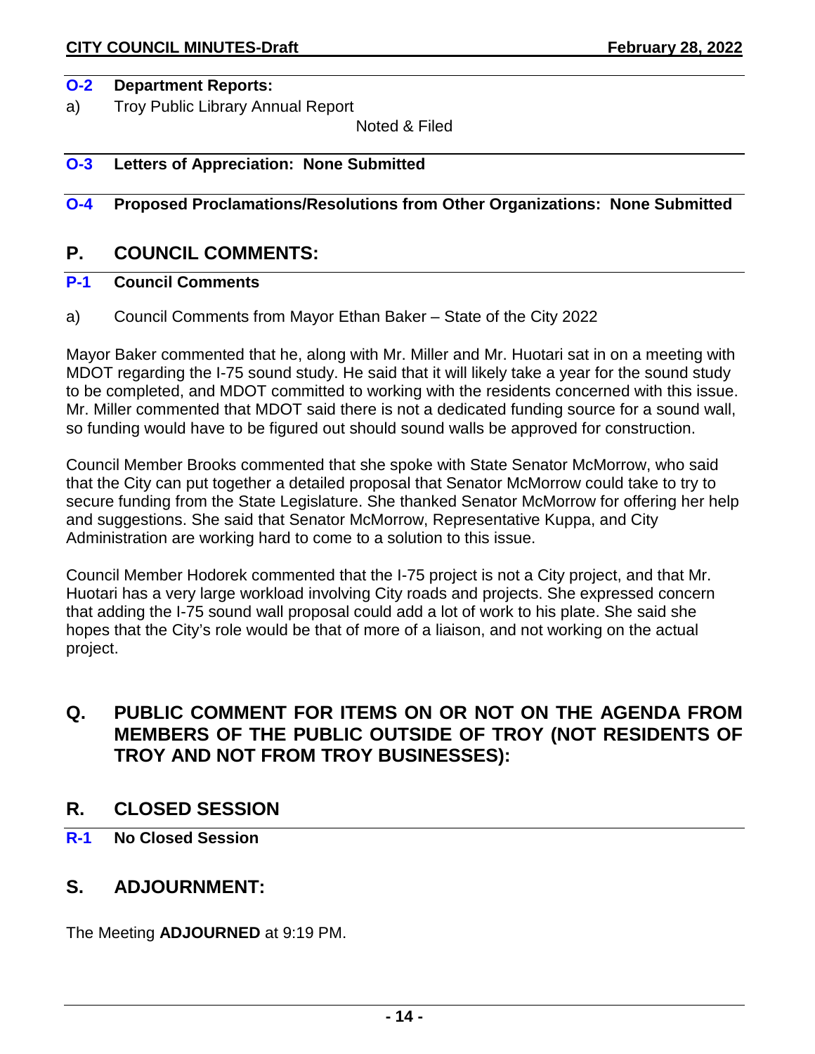**O-2 Department Reports:**

a) Troy Public Library Annual Report

Noted & Filed

**O-3 Letters of Appreciation: None Submitted**

**O-4 Proposed Proclamations/Resolutions from Other Organizations: None Submitted**

## P. COUNCIL COMMENTS:

**P-1 Council Comments**

a) Council Comments from Mayor Ethan Baker – State of the City 2022

Mayor Baker commented that he, along with Mr. Miller and Mr. Huotari sat in on a meeting with MDOT regarding the I-75 sound study. He said that it will likely take a year for the sound study to be completed, and MDOT committed to working with the residents concerned with this issue. Mr. Miller commented that MDOT said there is not a dedicated funding source for a sound wall, so funding would have to be figured out should sound walls be approved for construction.

Council Member Brooks commented that she spoke with State Senator McMorrow, who said that the City can put together a detailed proposal that Senator McMorrow could take to try to secure funding from the State Legislature. She thanked Senator McMorrow for offering her help and suggestions. She said that Senator McMorrow, Representative Kuppa, and City Administration are working hard to come to a solution to this issue.

Council Member Hodorek commented that the I-75 project is not a City project, and that Mr. Huotari has a very large workload involving City roads and projects. She expressed concern that adding the I-75 sound wall proposal could add a lot of work to his plate. She said she hopes that the City's role would be that of more of a liaison, and not working on the actual project.

## Q. PUBLIC COMMENT FOR ITEMS ON OR NOT ON THE AGENDA FROM MEMBERS OF THE PUBLIC OUTSIDE OF TROY (NOT RESIDENTS OF TROY AND NOT FROM TROY BUSINESSES):

## R. CLOSED SESSION

**R-1 No Closed Session**

## S. ADJOURNMENT:

The Meeting **ADJOURNED** at 9:19 PM.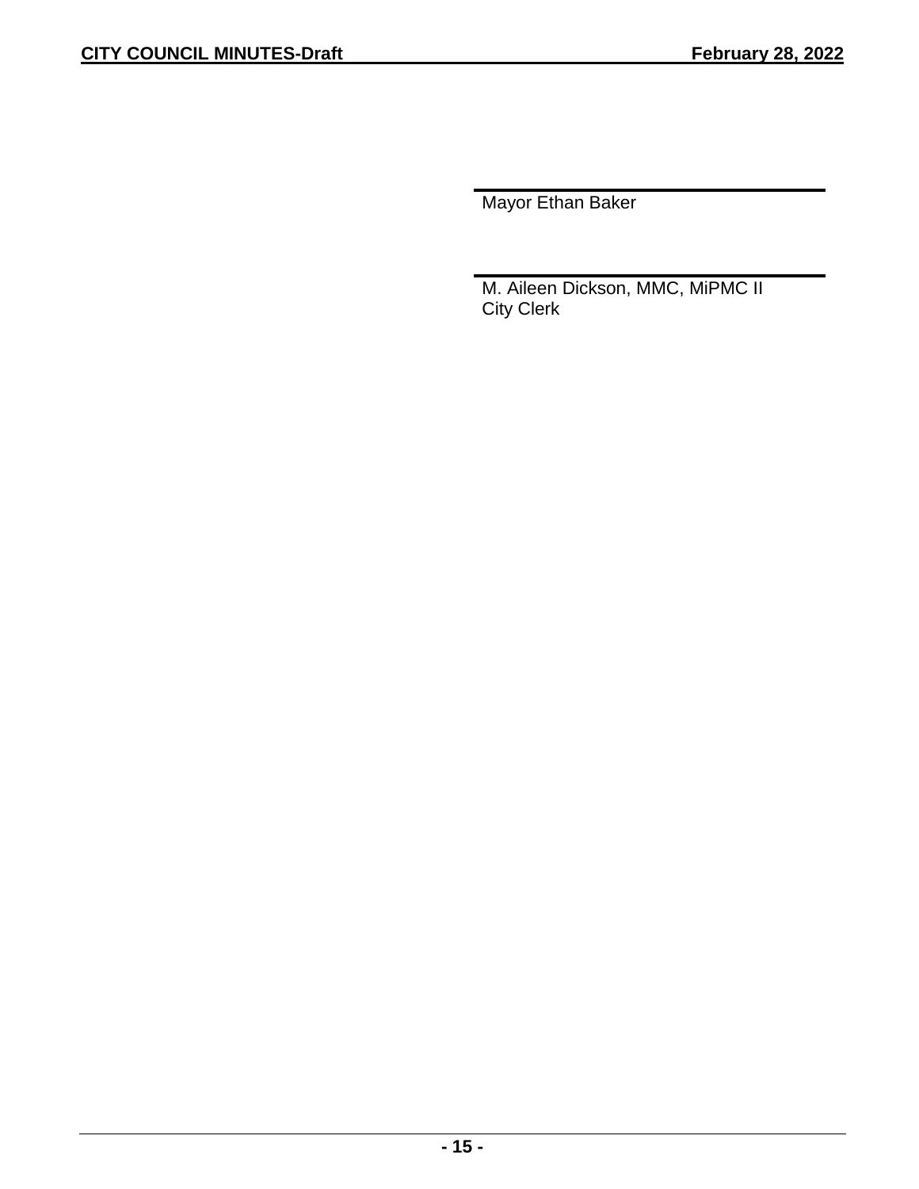\_\_\_\_\_\_\_\_\_\_\_\_\_\_\_\_\_\_\_\_\_\_\_\_\_\_\_\_\_\_\_\_\_\_\_\_

Mayor Ethan Baker

\_\_\_\_\_\_\_\_\_\_\_\_\_\_\_\_\_\_\_\_\_\_\_\_\_\_\_\_\_\_\_\_\_\_\_\_

M. Aileen Dickson, MMC, MiPMC II
City Clerk